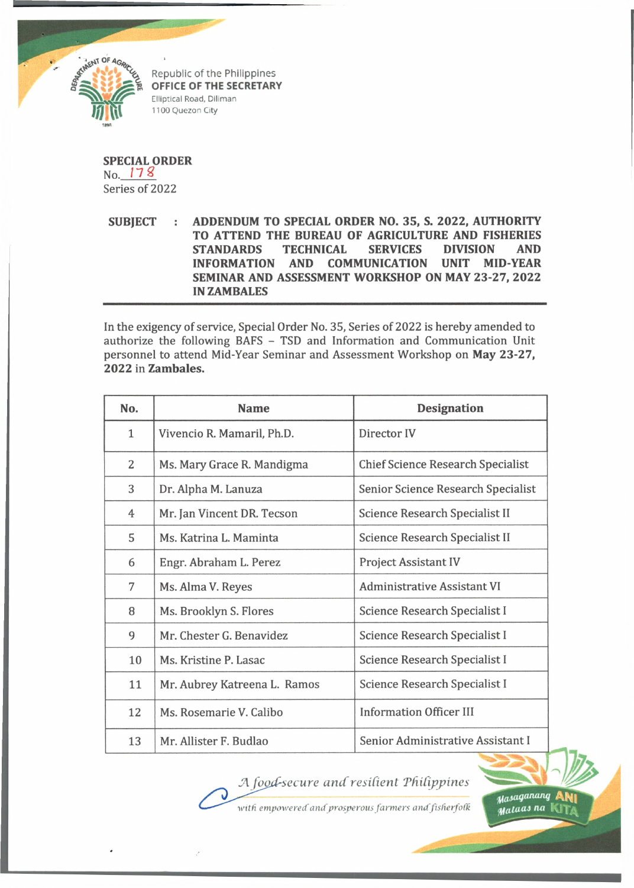Republic of the Philippines
**OFFICE OF THE SECRETARY**
Elliptical Road, Diliman
1100 Quezon City

**SPECIAL ORDER**
No. 178
Series of 2022

**SUBJECT : ADDENDUM TO SPECIAL ORDER NO. 35, S. 2022, AUTHORITY TO ATTEND THE BUREAU OF AGRICULTURE AND FISHERIES STANDARDS TECHNICAL SERVICES DIVISION AND INFORMATION AND COMMUNICATION UNIT MID-YEAR SEMINAR AND ASSESSMENT WORKSHOP ON MAY 23-27, 2022 IN ZAMBALES**

In the exigency of service, Special Order No. 35, Series of 2022 is hereby amended to authorize the following BAFS – TSD and Information and Communication Unit personnel to attend Mid-Year Seminar and Assessment Workshop on **May 23-27, 2022** in **Zambales.**

| No. | Name | Designation |
|---|---|---|
| 1 | Vivencio R. Mamaril, Ph.D. | Director IV |
| 2 | Ms. Mary Grace R. Mandigma | Chief Science Research Specialist |
| 3 | Dr. Alpha M. Lanuza | Senior Science Research Specialist |
| 4 | Mr. Jan Vincent DR. Tecson | Science Research Specialist II |
| 5 | Ms. Katrina L. Maminta | Science Research Specialist II |
| 6 | Engr. Abraham L. Perez | Project Assistant IV |
| 7 | Ms. Alma V. Reyes | Administrative Assistant VI |
| 8 | Ms. Brooklyn S. Flores | Science Research Specialist I |
| 9 | Mr. Chester G. Benavidez | Science Research Specialist I |
| 10 | Ms. Kristine P. Lasac | Science Research Specialist I |
| 11 | Mr. Aubrey Katreena L. Ramos | Science Research Specialist I |
| 12 | Ms. Rosemarie V. Calibo | Information Officer III |
| 13 | Mr. Allister F. Budlao | Senior Administrative Assistant I |

*A food-secure and resilient Philippines with empowered and prosperous farmers and fisherfolk*

Masaganang ANI Mataas na KITA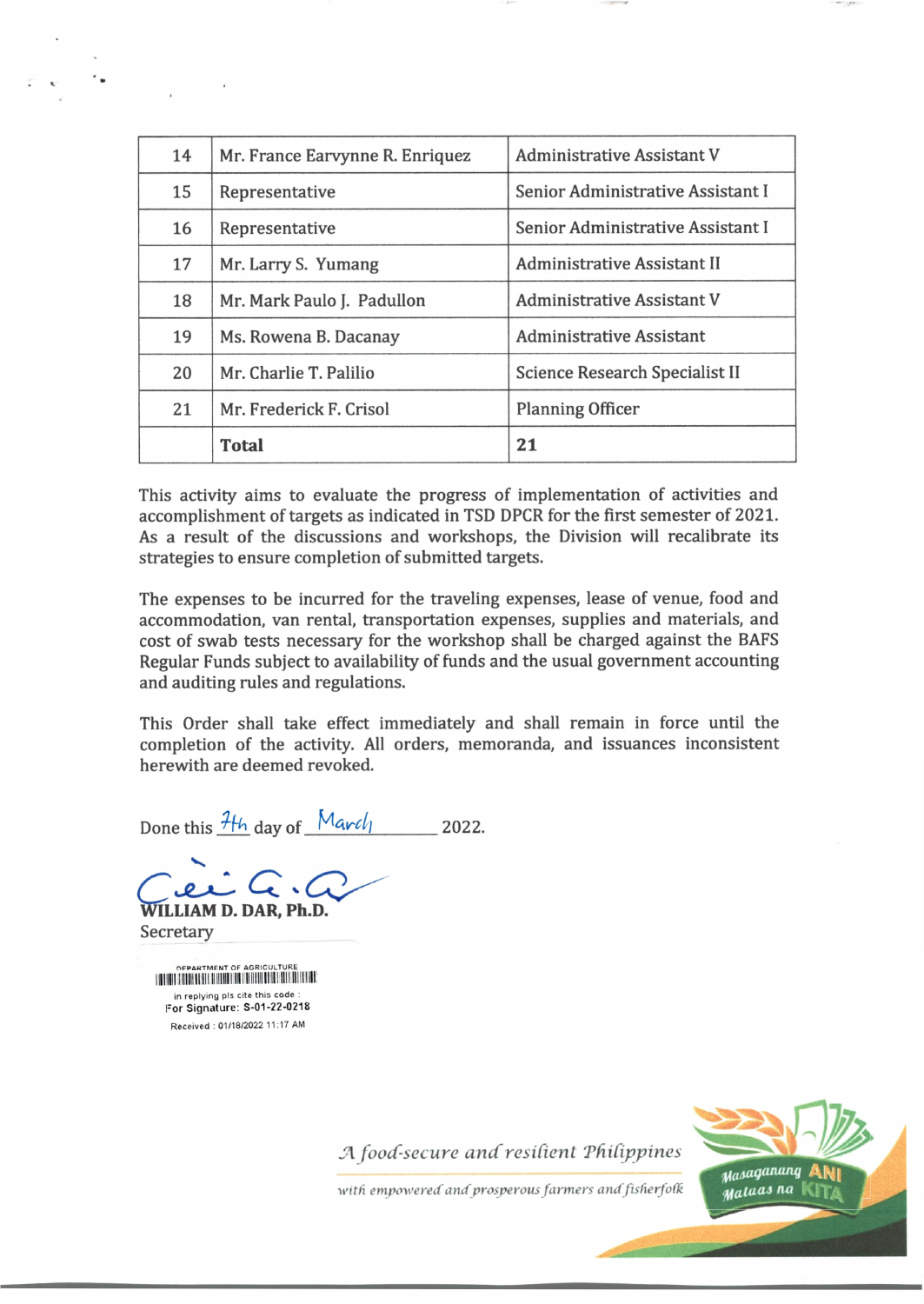| | | |
|---|---|---|
| 14 | Mr. France Earvynne R. Enriquez | Administrative Assistant V |
| 15 | Representative | Senior Administrative Assistant I |
| 16 | Representative | Senior Administrative Assistant I |
| 17 | Mr. Larry S. Yumang | Administrative Assistant II |
| 18 | Mr. Mark Paulo J. Padullon | Administrative Assistant V |
| 19 | Ms. Rowena B. Dacanay | Administrative Assistant |
| 20 | Mr. Charlie T. Palilio | Science Research Specialist II |
| 21 | Mr. Frederick F. Crisol | Planning Officer |
| | **Total** | **21** |

This activity aims to evaluate the progress of implementation of activities and accomplishment of targets as indicated in TSD DPCR for the first semester of 2021. As a result of the discussions and workshops, the Division will recalibrate its strategies to ensure completion of submitted targets.

The expenses to be incurred for the traveling expenses, lease of venue, food and accommodation, van rental, transportation expenses, supplies and materials, and cost of swab tests necessary for the workshop shall be charged against the BAFS Regular Funds subject to availability of funds and the usual government accounting and auditing rules and regulations.

This Order shall take effect immediately and shall remain in force until the completion of the activity. All orders, memoranda, and issuances inconsistent herewith are deemed revoked.

Done this 7th day of March 2022.

**WILLIAM D. DAR, Ph.D.**
Secretary

DEPARTMENT OF AGRICULTURE
in replying pls cite this code :
For Signature: S-01-22-0218
Received : 01/18/2022 11:17 AM

*A food-secure and resilient Philippines*
*with empowered and prosperous farmers and fisherfolk*

Masaganang ANI Mataas na KITA